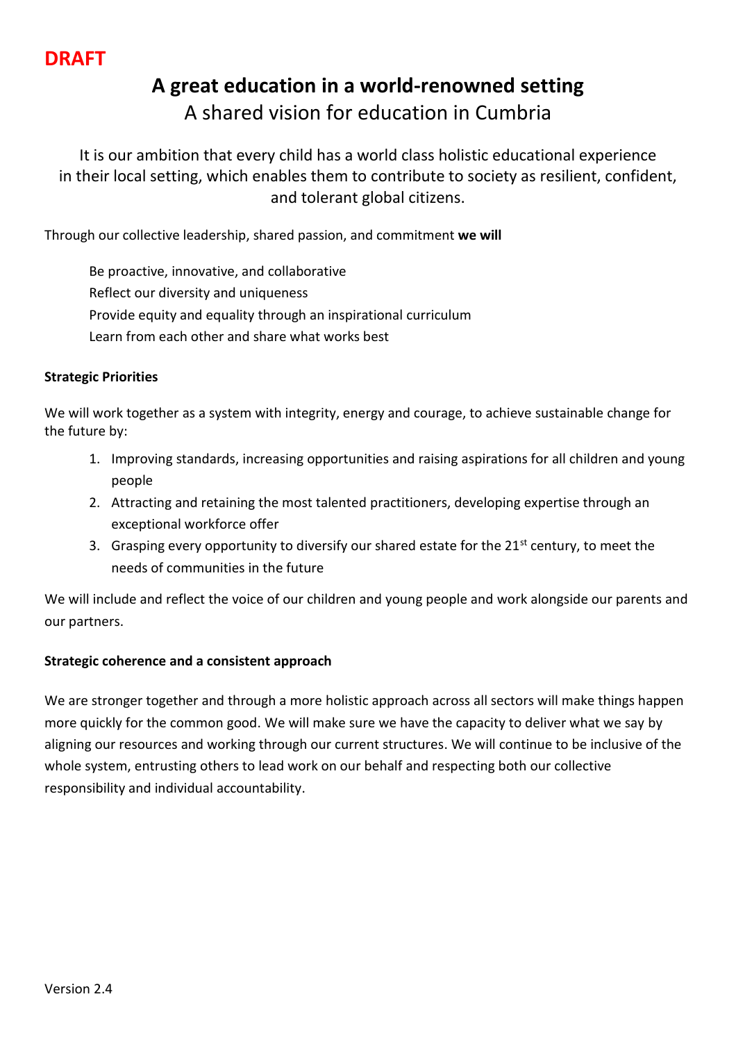**DRAFT**

# A great education in a world-renowned setting

## A shared vision for education in Cumbria

It is our ambition that every child has a world class holistic educational experience in their local setting, which enables them to contribute to society as resilient, confident, and tolerant global citizens.

Through our collective leadership, shared passion, and commitment **we will**

Be proactive, innovative, and collaborative  
Reflect our diversity and uniqueness  
Provide equity and equality through an inspirational curriculum  
Learn from each other and share what works best

**Strategic Priorities**

We will work together as a system with integrity, energy and courage, to achieve sustainable change for the future by:

1. Improving standards, increasing opportunities and raising aspirations for all children and young people
2. Attracting and retaining the most talented practitioners, developing expertise through an exceptional workforce offer
3. Grasping every opportunity to diversify our shared estate for the 21st century, to meet the needs of communities in the future

We will include and reflect the voice of our children and young people and work alongside our parents and our partners.

**Strategic coherence and a consistent approach**

We are stronger together and through a more holistic approach across all sectors will make things happen more quickly for the common good. We will make sure we have the capacity to deliver what we say by aligning our resources and working through our current structures. We will continue to be inclusive of the whole system, entrusting others to lead work on our behalf and respecting both our collective responsibility and individual accountability.

Version 2.4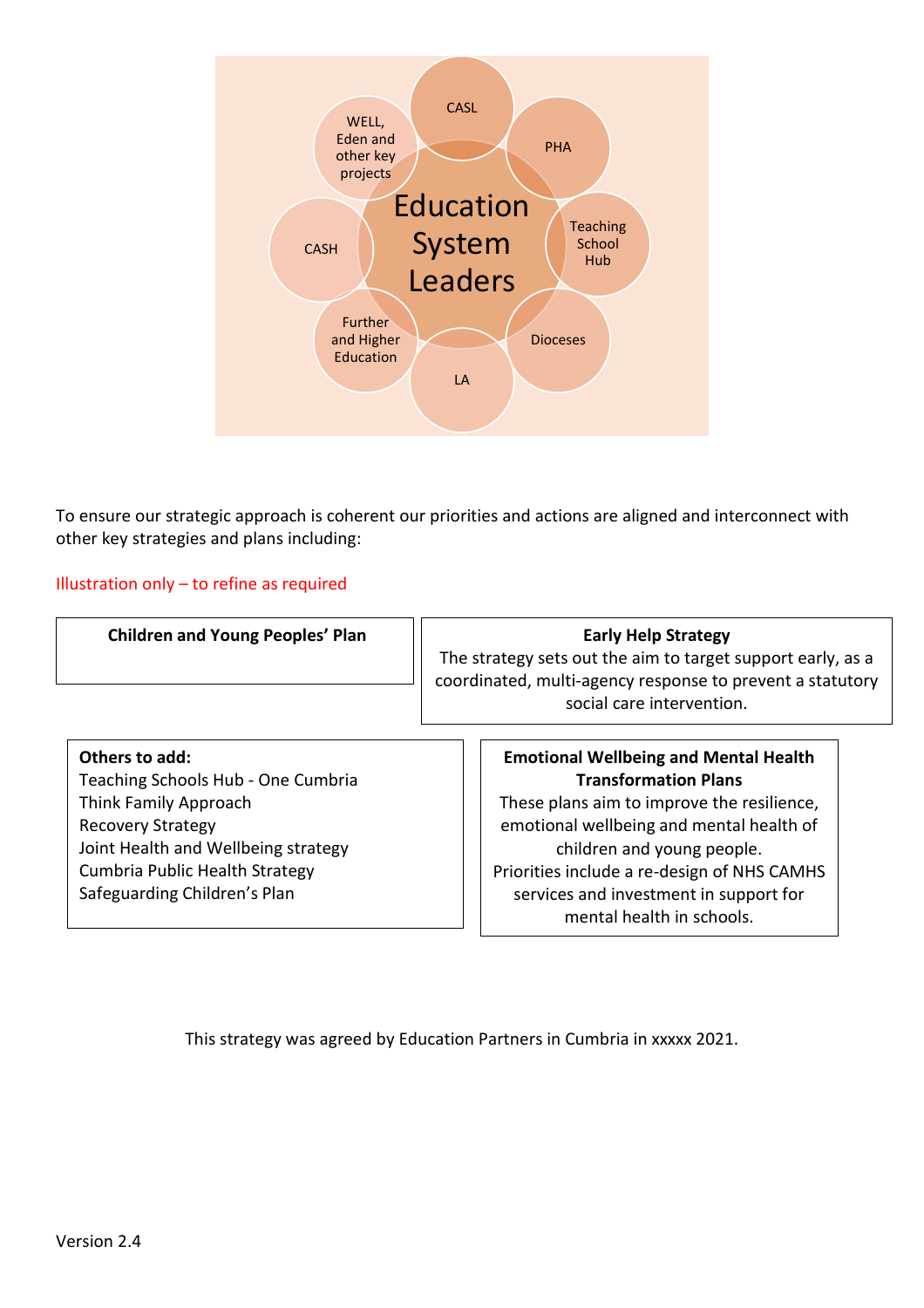Education System Leaders

- CASL
- PHA
- Teaching School Hub
- Dioceses
- LA
- Further and Higher Education
- CASH
- WELL, Eden and other key projects

To ensure our strategic approach is coherent our priorities and actions are aligned and interconnect with other key strategies and plans including:

Illustration only – to refine as required

**Children and Young Peoples' Plan**

**Early Help Strategy**
The strategy sets out the aim to target support early, as a coordinated, multi-agency response to prevent a statutory social care intervention.

**Others to add:**
Teaching Schools Hub - One Cumbria
Think Family Approach
Recovery Strategy
Joint Health and Wellbeing strategy
Cumbria Public Health Strategy
Safeguarding Children's Plan

**Emotional Wellbeing and Mental Health Transformation Plans**
These plans aim to improve the resilience, emotional wellbeing and mental health of children and young people.
Priorities include a re-design of NHS CAMHS services and investment in support for mental health in schools.

This strategy was agreed by Education Partners in Cumbria in xxxxx 2021.

Version 2.4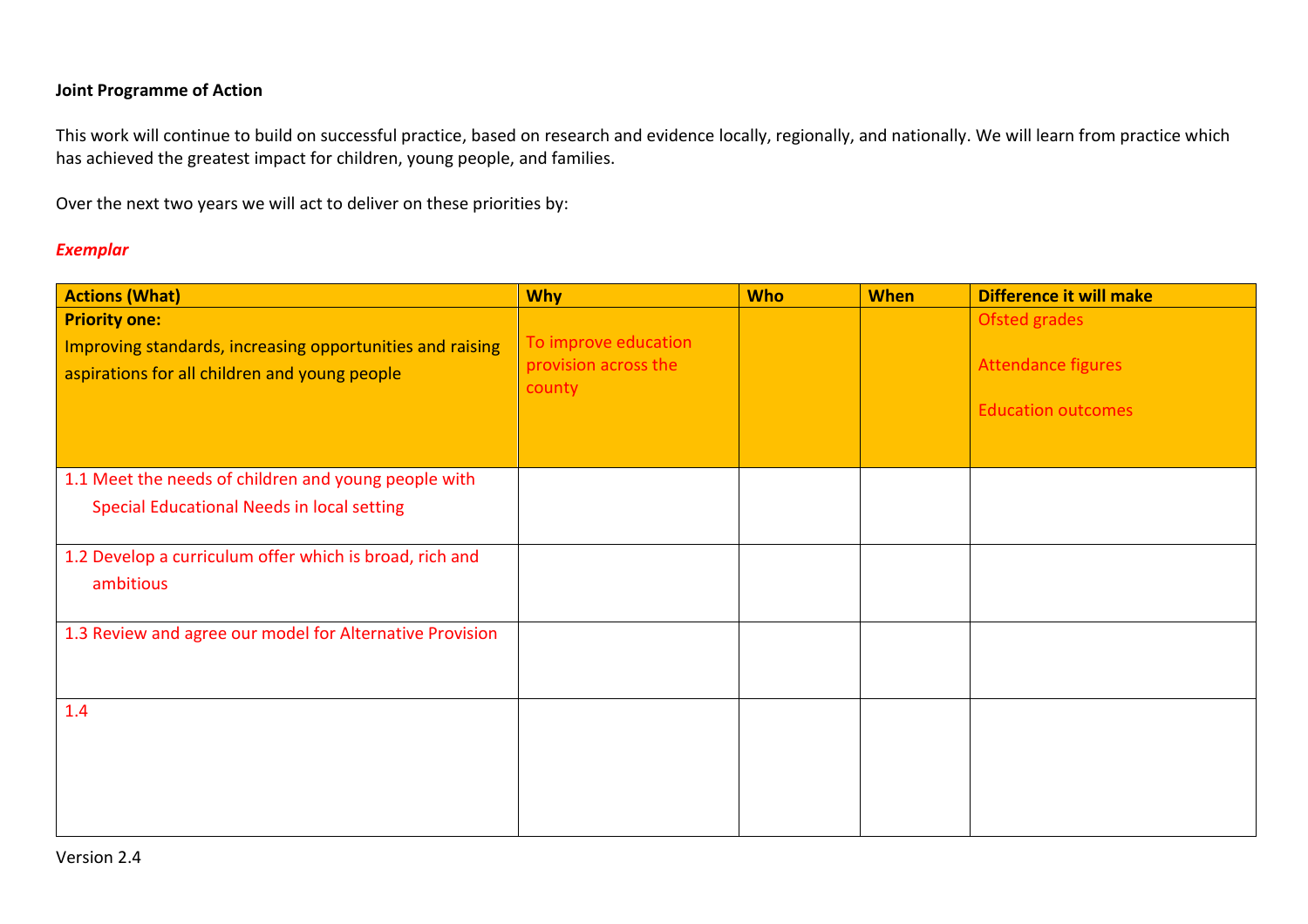**Joint Programme of Action**

This work will continue to build on successful practice, based on research and evidence locally, regionally, and nationally. We will learn from practice which has achieved the greatest impact for children, young people, and families.

Over the next two years we will act to deliver on these priorities by:

***Exemplar***

| Actions (What) | Why | Who | When | Difference it will make |
|---|---|---|---|---|
| **Priority one:**<br>Improving standards, increasing opportunities and raising aspirations for all children and young people | To improve education provision across the county | | | Ofsted grades<br><br>Attendance figures<br><br>Education outcomes |
| 1.1 Meet the needs of children and young people with Special Educational Needs in local setting | | | | |
| 1.2 Develop a curriculum offer which is broad, rich and ambitious | | | | |
| 1.3 Review and agree our model for Alternative Provision | | | | |
| 1.4 | | | | |

Version 2.4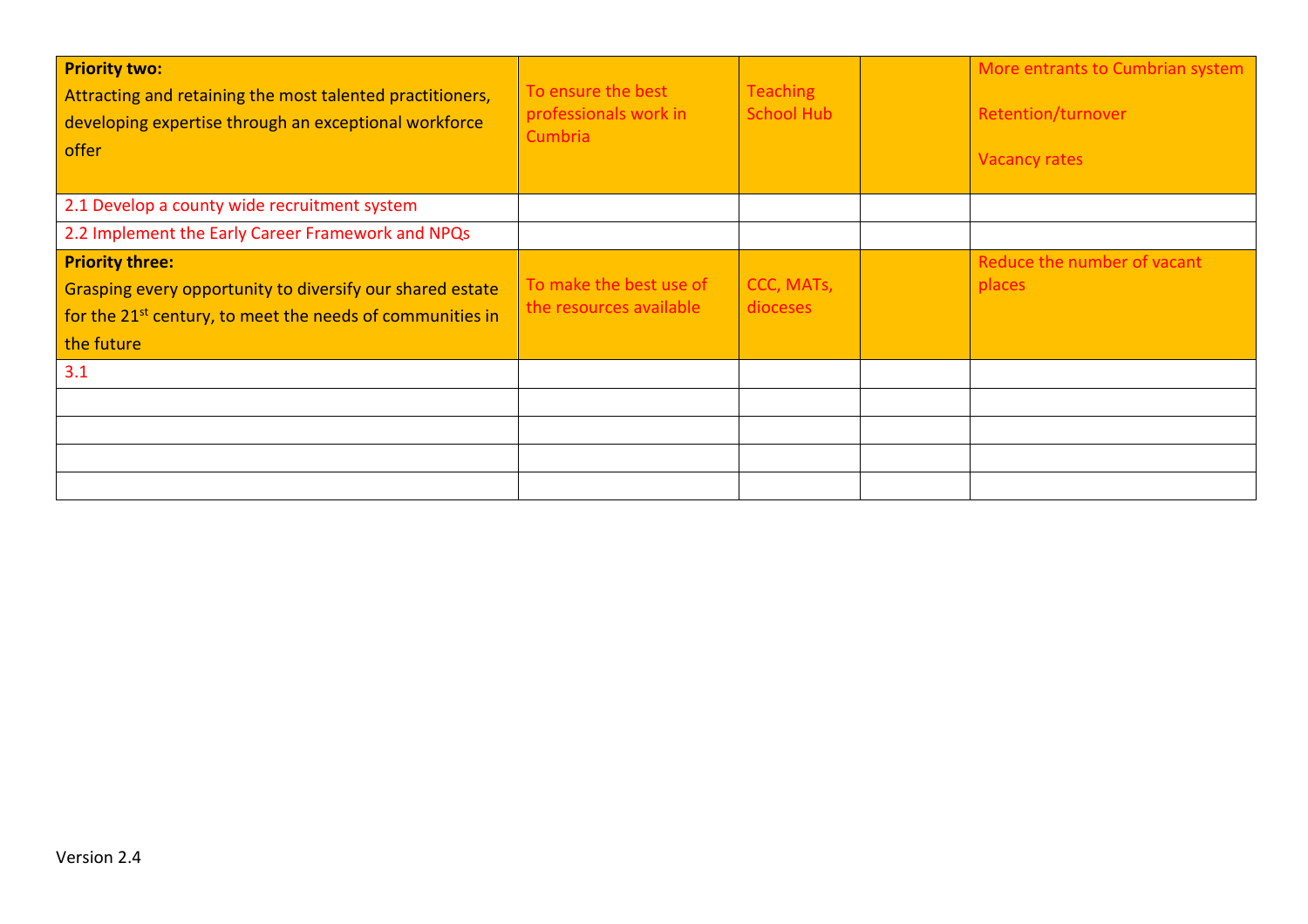| | | | | |
|---|---|---|---|---|
| **Priority two:** Attracting and retaining the most talented practitioners, developing expertise through an exceptional workforce offer | To ensure the best professionals work in Cumbria | Teaching School Hub | | More entrants to Cumbrian system<br><br>Retention/turnover<br><br>Vacancy rates |
| 2.1 Develop a county wide recruitment system | | | | |
| 2.2 Implement the Early Career Framework and NPQs | | | | |
| **Priority three:** Grasping every opportunity to diversify our shared estate for the 21st century, to meet the needs of communities in the future | To make the best use of the resources available | CCC, MATs, dioceses | | Reduce the number of vacant places |
| 3.1 | | | | |
| | | | | |
| | | | | |
| | | | | |
| | | | | |

Version 2.4